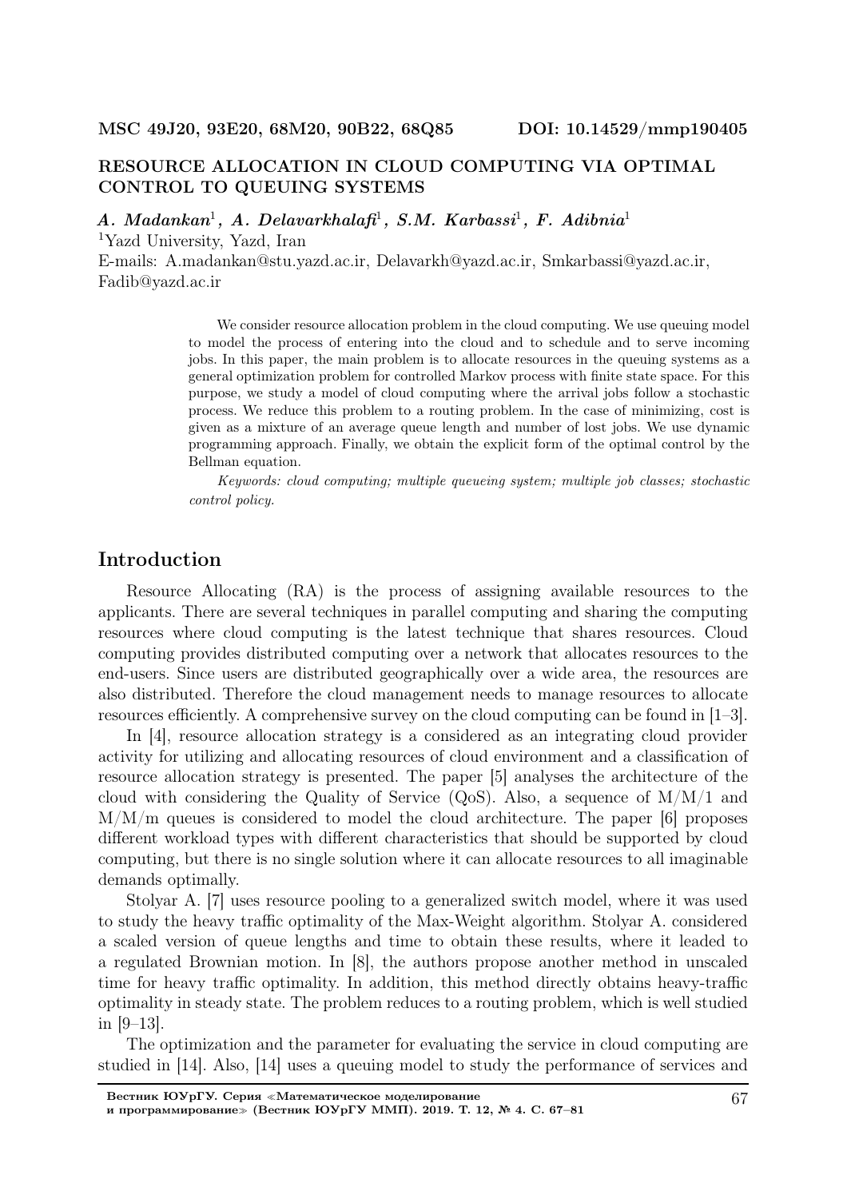**MSC 49J20, 93E20, 68M20, 90B22, 68Q85 DOI: 10.14529/mmp190405**

# RESOURCE ALLOCATION IN CLOUD COMPUTING VIA OPTIMAL CONTROL TO QUEUING SYSTEMS

***A. Madankan*[1], *A. Delavarkhalafi*[1], *S.M. Karbassi*[1], *F. Adibnia*[1]**

[1]Yazd University, Yazd, Iran

E-mails: A.madankan@stu.yazd.ac.ir, Delavarkh@yazd.ac.ir, Smkarbassi@yazd.ac.ir, Fadib@yazd.ac.ir

> We consider resource allocation problem in the cloud computing. We use queuing model to model the process of entering into the cloud and to schedule and to serve incoming jobs. In this paper, the main problem is to allocate resources in the queuing systems as a general optimization problem for controlled Markov process with finite state space. For this purpose, we study a model of cloud computing where the arrival jobs follow a stochastic process. We reduce this problem to a routing problem. In the case of minimizing, cost is given as a mixture of an average queue length and number of lost jobs. We use dynamic programming approach. Finally, we obtain the explicit form of the optimal control by the Bellman equation.
>
> *Keywords: cloud computing; multiple queueing system; multiple job classes; stochastic control policy.*

## Introduction

Resource Allocating (RA) is the process of assigning available resources to the applicants. There are several techniques in parallel computing and sharing the computing resources where cloud computing is the latest technique that shares resources. Cloud computing provides distributed computing over a network that allocates resources to the end-users. Since users are distributed geographically over a wide area, the resources are also distributed. Therefore the cloud management needs to manage resources to allocate resources efficiently. A comprehensive survey on the cloud computing can be found in [1–3].

In [4], resource allocation strategy is a considered as an integrating cloud provider activity for utilizing and allocating resources of cloud environment and a classification of resource allocation strategy is presented. The paper [5] analyses the architecture of the cloud with considering the Quality of Service (QoS). Also, a sequence of M/M/1 and M/M/m queues is considered to model the cloud architecture. The paper [6] proposes different workload types with different characteristics that should be supported by cloud computing, but there is no single solution where it can allocate resources to all imaginable demands optimally.

Stolyar A. [7] uses resource pooling to a generalized switch model, where it was used to study the heavy traffic optimality of the Max-Weight algorithm. Stolyar A. considered a scaled version of queue lengths and time to obtain these results, where it leaded to a regulated Brownian motion. In [8], the authors propose another method in unscaled time for heavy traffic optimality. In addition, this method directly obtains heavy-traffic optimality in steady state. The problem reduces to a routing problem, which is well studied in [9–13].

The optimization and the parameter for evaluating the service in cloud computing are studied in [14]. Also, [14] uses a queuing model to study the performance of services and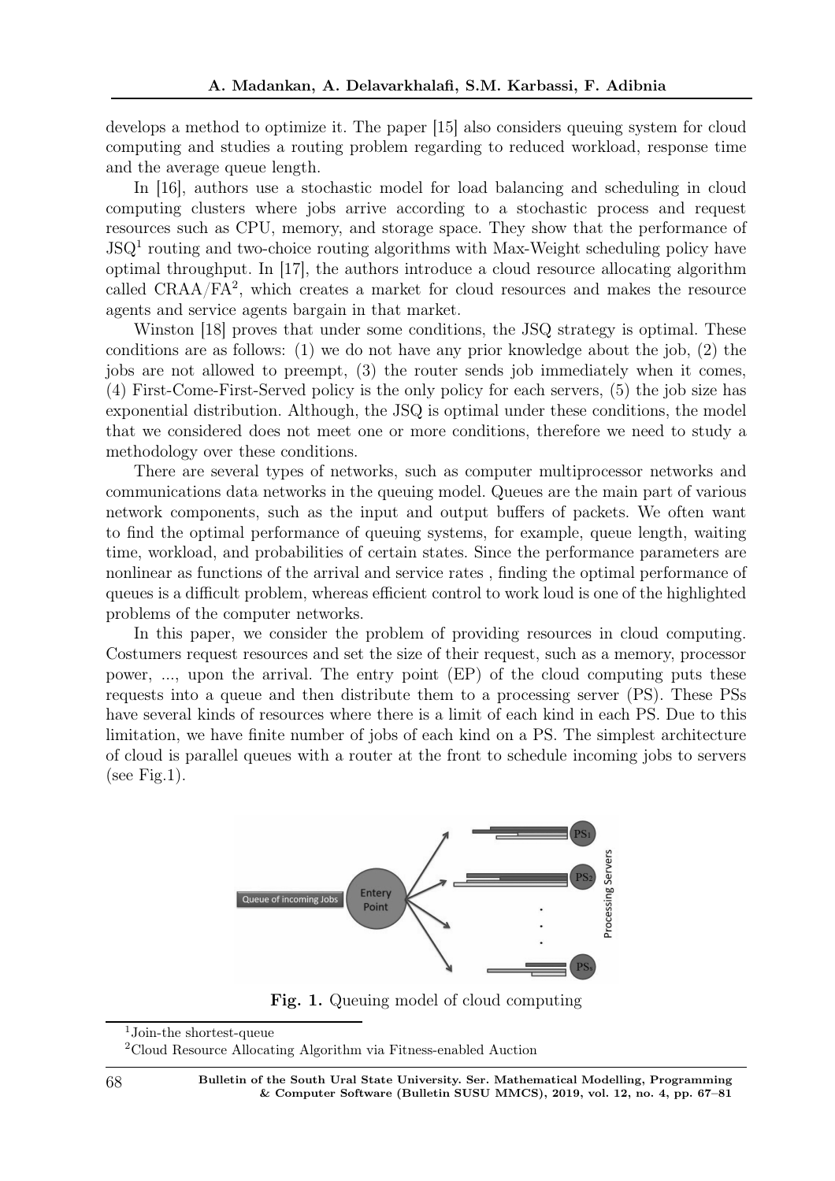develops a method to optimize it. The paper [15] also considers queuing system for cloud computing and studies a routing problem regarding to reduced workload, response time and the average queue length.

In [16], authors use a stochastic model for load balancing and scheduling in cloud computing clusters where jobs arrive according to a stochastic process and request resources such as CPU, memory, and storage space. They show that the performance of JSQ[1] routing and two-choice routing algorithms with Max-Weight scheduling policy have optimal throughput. In [17], the authors introduce a cloud resource allocating algorithm called CRAA/FA[2], which creates a market for cloud resources and makes the resource agents and service agents bargain in that market.

Winston [18] proves that under some conditions, the JSQ strategy is optimal. These conditions are as follows: (1) we do not have any prior knowledge about the job, (2) the jobs are not allowed to preempt, (3) the router sends job immediately when it comes, (4) First-Come-First-Served policy is the only policy for each servers, (5) the job size has exponential distribution. Although, the JSQ is optimal under these conditions, the model that we considered does not meet one or more conditions, therefore we need to study a methodology over these conditions.

There are several types of networks, such as computer multiprocessor networks and communications data networks in the queuing model. Queues are the main part of various network components, such as the input and output buffers of packets. We often want to find the optimal performance of queuing systems, for example, queue length, waiting time, workload, and probabilities of certain states. Since the performance parameters are nonlinear as functions of the arrival and service rates , finding the optimal performance of queues is a difficult problem, whereas efficient control to work loud is one of the highlighted problems of the computer networks.

In this paper, we consider the problem of providing resources in cloud computing. Costumers request resources and set the size of their request, such as a memory, processor power, ..., upon the arrival. The entry point (EP) of the cloud computing puts these requests into a queue and then distribute them to a processing server (PS). These PSs have several kinds of resources where there is a limit of each kind in each PS. Due to this limitation, we have finite number of jobs of each kind on a PS. The simplest architecture of cloud is parallel queues with a router at the front to schedule incoming jobs to servers (see Fig.1).

**Fig. 1.** Queuing model of cloud computing

[1] Join-the shortest-queue

[2] Cloud Resource Allocating Algorithm via Fitness-enabled Auction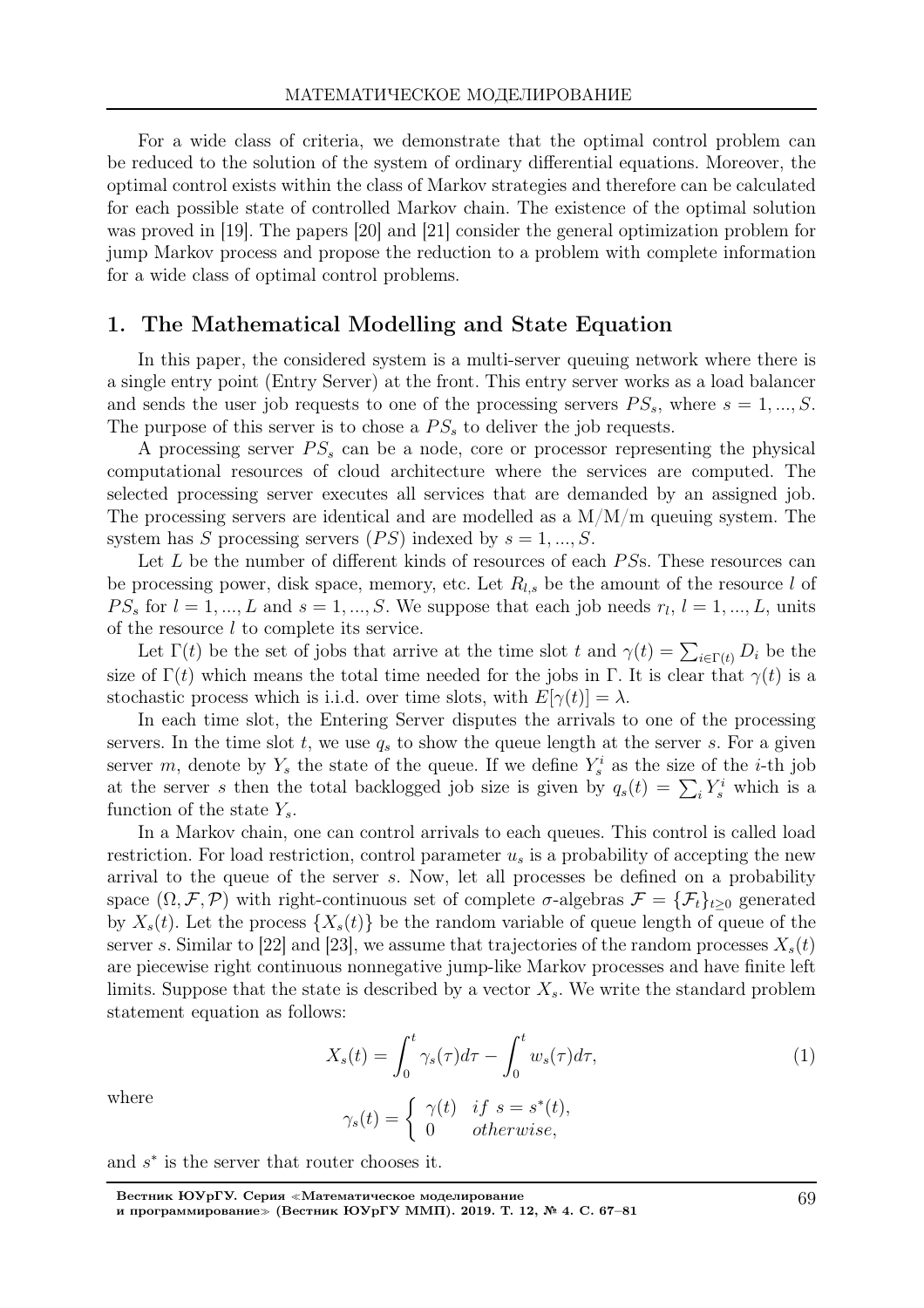For a wide class of criteria, we demonstrate that the optimal control problem can be reduced to the solution of the system of ordinary differential equations. Moreover, the optimal control exists within the class of Markov strategies and therefore can be calculated for each possible state of controlled Markov chain. The existence of the optimal solution was proved in [19]. The papers [20] and [21] consider the general optimization problem for jump Markov process and propose the reduction to a problem with complete information for a wide class of optimal control problems.

## 1. The Mathematical Modelling and State Equation

In this paper, the considered system is a multi-server queuing network where there is a single entry point (Entry Server) at the front. This entry server works as a load balancer and sends the user job requests to one of the processing servers $PS_s$, where $s = 1, ..., S$. The purpose of this server is to chose a $PS_s$ to deliver the job requests.

A processing server $PS_s$ can be a node, core or processor representing the physical computational resources of cloud architecture where the services are computed. The selected processing server executes all services that are demanded by an assigned job. The processing servers are identical and are modelled as a M/M/m queuing system. The system has $S$ processing servers ($PS$) indexed by $s = 1, ..., S$.

Let $L$ be the number of different kinds of resources of each $PS$s. These resources can be processing power, disk space, memory, etc. Let $R_{l,s}$ be the amount of the resource $l$ of $PS_s$ for $l = 1, ..., L$ and $s = 1, ..., S$. We suppose that each job needs $r_l$, $l = 1, ..., L$, units of the resource $l$ to complete its service.

Let $\Gamma(t)$ be the set of jobs that arrive at the time slot $t$ and $\gamma(t) = \sum_{i \in \Gamma(t)} D_i$ be the size of $\Gamma(t)$ which means the total time needed for the jobs in $\Gamma$. It is clear that $\gamma(t)$ is a stochastic process which is i.i.d. over time slots, with $E[\gamma(t)] = \lambda$.

In each time slot, the Entering Server disputes the arrivals to one of the processing servers. In the time slot $t$, we use $q_s$ to show the queue length at the server $s$. For a given server $m$, denote by $Y_s$ the state of the queue. If we define $Y_s^i$ as the size of the $i$-th job at the server $s$ then the total backlogged job size is given by $q_s(t) = \sum_i Y_s^i$ which is a function of the state $Y_s$.

In a Markov chain, one can control arrivals to each queues. This control is called load restriction. For load restriction, control parameter $u_s$ is a probability of accepting the new arrival to the queue of the server $s$. Now, let all processes be defined on a probability space $(\Omega, \mathcal{F}, \mathcal{P})$ with right-continuous set of complete $\sigma$-algebras $\mathcal{F} = \{\mathcal{F}_t\}_{t \geq 0}$ generated by $X_s(t)$. Let the process $\{X_s(t)\}$ be the random variable of queue length of queue of the server $s$. Similar to [22] and [23], we assume that trajectories of the random processes $X_s(t)$ are piecewise right continuous nonnegative jump-like Markov processes and have finite left limits. Suppose that the state is described by a vector $X_s$. We write the standard problem statement equation as follows:

$$X_s(t) = \int_0^t \gamma_s(\tau)d\tau - \int_0^t w_s(\tau)d\tau, \tag{1}$$

where

$$\gamma_s(t) = \begin{cases} \gamma(t) & if \ s = s^*(t), \\ 0 & otherwise, \end{cases}$$

and $s^*$ is the server that router chooses it.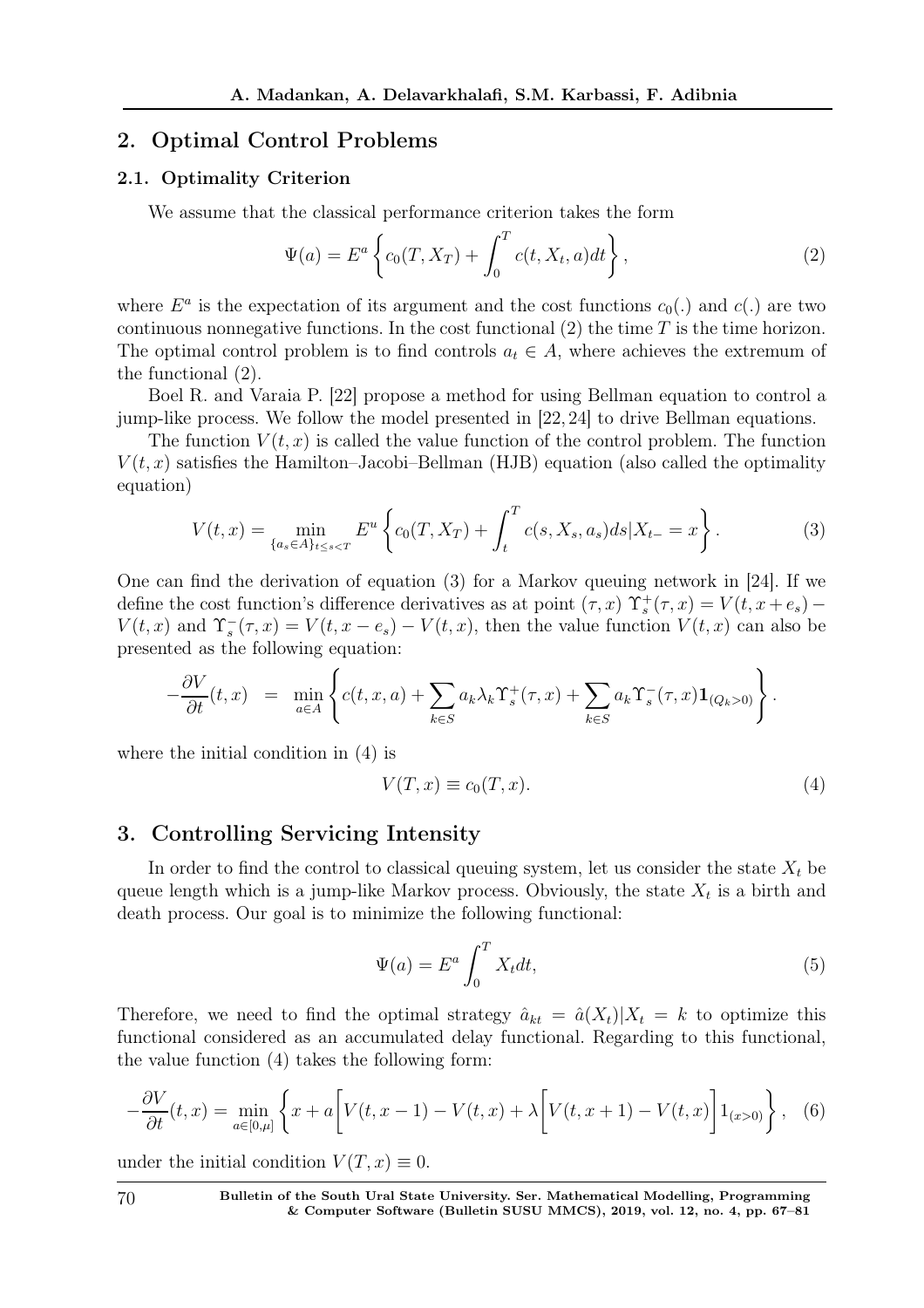## 2. Optimal Control Problems

### 2.1. Optimality Criterion

We assume that the classical performance criterion takes the form

$$\Psi(a) = E^a \left\{ c_0(T, X_T) + \int_0^T c(t, X_t, a) dt \right\}, \tag{2}$$

where $E^a$ is the expectation of its argument and the cost functions $c_0(.)$ and $c(.)$ are two continuous nonnegative functions. In the cost functional (2) the time $T$ is the time horizon. The optimal control problem is to find controls $a_t \in A$, where achieves the extremum of the functional (2).

Boel R. and Varaia P. [22] propose a method for using Bellman equation to control a jump-like process. We follow the model presented in [22, 24] to drive Bellman equations.

The function $V(t, x)$ is called the value function of the control problem. The function $V(t, x)$ satisfies the Hamilton–Jacobi–Bellman (HJB) equation (also called the optimality equation)

$$V(t, x) = \min_{\{a_s \in A\}_{t \leq s < T}} E^u \left\{ c_0(T, X_T) + \int_t^T c(s, X_s, a_s) ds | X_{t-} = x \right\}. \tag{3}$$

One can find the derivation of equation (3) for a Markov queuing network in [24]. If we define the cost function's difference derivatives as at point $(\tau, x)$ $\Upsilon_s^+(\tau, x) = V(t, x + e_s) - V(t, x)$ and $\Upsilon_s^-(\tau, x) = V(t, x - e_s) - V(t, x)$, then the value function $V(t, x)$ can also be presented as the following equation:

$$-\frac{\partial V}{\partial t}(t, x) \ = \ \min_{a \in A} \left\{ c(t, x, a) + \sum_{k \in S} a_k \lambda_k \Upsilon_s^+(\tau, x) + \sum_{k \in S} a_k \Upsilon_s^-(\tau, x) \mathbf{1}_{(Q_k > 0)} \right\}.$$

where the initial condition in (4) is

$$V(T, x) \equiv c_0(T, x). \tag{4}$$

## 3. Controlling Servicing Intensity

In order to find the control to classical queuing system, let us consider the state $X_t$ be queue length which is a jump-like Markov process. Obviously, the state $X_t$ is a birth and death process. Our goal is to minimize the following functional:

$$\Psi(a) = E^a \int_0^T X_t dt, \tag{5}$$

Therefore, we need to find the optimal strategy $\hat{a}_{kt} = \hat{a}(X_t) | X_t = k$ to optimize this functional considered as an accumulated delay functional. Regarding to this functional, the value function (4) takes the following form:

$$-\frac{\partial V}{\partial t}(t, x) = \min_{a \in [0, \mu]} \left\{ x + a \bigg[ V(t, x-1) - V(t, x) + \lambda \bigg[ V(t, x+1) - V(t, x) \bigg] 1_{(x > 0)} \right\}, \tag{6}$$

under the initial condition $V(T, x) \equiv 0$.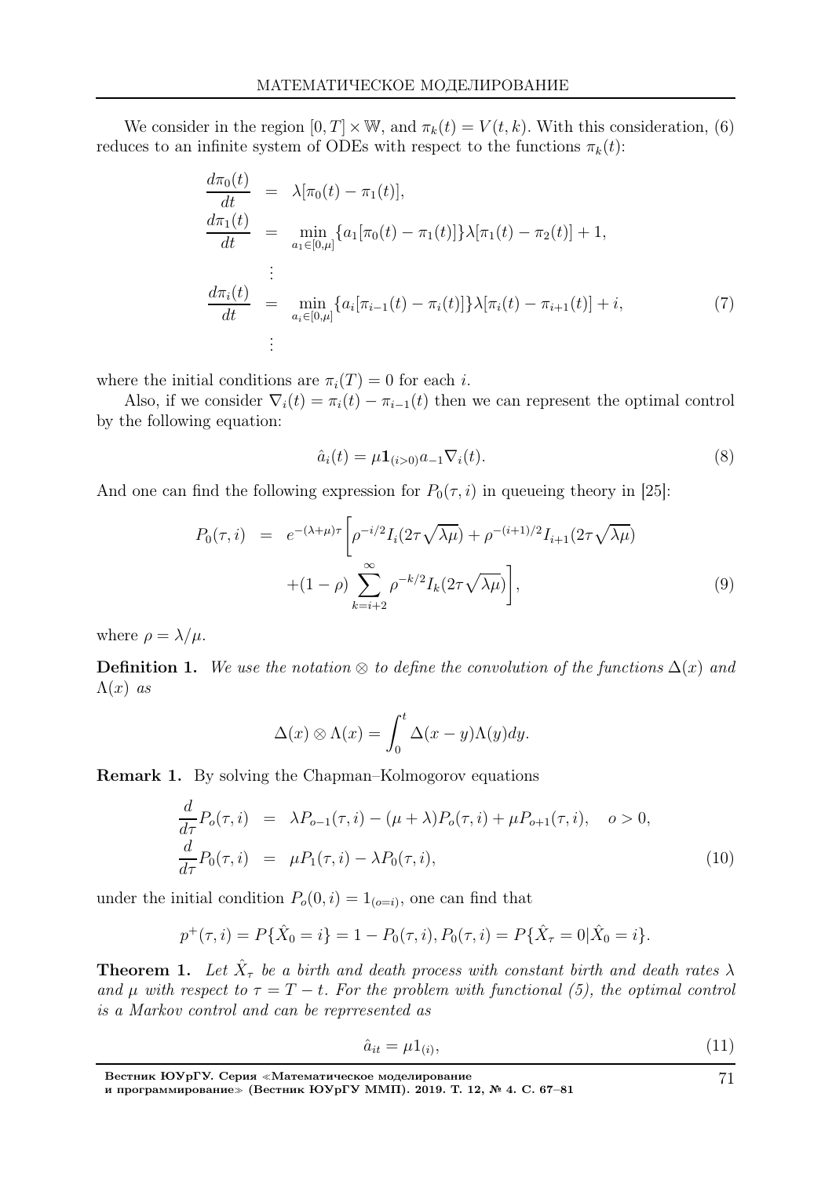We consider in the region $[0, T] \times \mathbb{W}$, and $\pi_k(t) = V(t, k)$. With this consideration, (6) reduces to an infinite system of ODEs with respect to the functions $\pi_k(t)$:

$$
\begin{aligned}
\frac{d\pi_0(t)}{dt} &= \lambda[\pi_0(t) - \pi_1(t)], \\
\frac{d\pi_1(t)}{dt} &= \min_{a_1 \in [0,\mu]} \{a_1[\pi_0(t) - \pi_1(t)]\} \lambda[\pi_1(t) - \pi_2(t)] + 1, \\
&\vdots \\
\frac{d\pi_i(t)}{dt} &= \min_{a_i \in [0,\mu]} \{a_i[\pi_{i-1}(t) - \pi_i(t)]\} \lambda[\pi_i(t) - \pi_{i+1}(t)] + i, \\
&\vdots
\end{aligned}
\tag{7}
$$

where the initial conditions are $\pi_i(T) = 0$ for each $i$.

Also, if we consider $\nabla_i(t) = \pi_i(t) - \pi_{i-1}(t)$ then we can represent the optimal control by the following equation:

$$
\hat{a}_i(t) = \mu \mathbf{1}_{(i>0)} a_{-1} \nabla_i(t). \tag{8}
$$

And one can find the following expression for $P_0(\tau, i)$ in queueing theory in [25]:

$$
\begin{aligned}
P_0(\tau, i) &= e^{-(\lambda+\mu)\tau} \Bigg[ \rho^{-i/2} I_i(2\tau\sqrt{\lambda\mu}) + \rho^{-(i+1)/2} I_{i+1}(2\tau\sqrt{\lambda\mu}) \\
&\quad + (1-\rho) \sum_{k=i+2}^{\infty} \rho^{-k/2} I_k(2\tau\sqrt{\lambda\mu}) \Bigg],
\end{aligned}
\tag{9}
$$

where $\rho = \lambda/\mu$.

**Definition 1.** *We use the notation $\otimes$ to define the convolution of the functions $\Delta(x)$ and $\Lambda(x)$ as*

$$
\Delta(x) \otimes \Lambda(x) = \int_0^t \Delta(x - y)\Lambda(y)dy.
$$

**Remark 1.** By solving the Chapman–Kolmogorov equations

$$
\begin{aligned}
\frac{d}{d\tau} P_o(\tau, i) &= \lambda P_{o-1}(\tau, i) - (\mu + \lambda) P_o(\tau, i) + \mu P_{o+1}(\tau, i), \quad o > 0, \\
\frac{d}{d\tau} P_0(\tau, i) &= \mu P_1(\tau, i) - \lambda P_0(\tau, i),
\end{aligned}
\tag{10}
$$

under the initial condition $P_o(0, i) = 1_{(o=i)}$, one can find that

$$
p^+(\tau, i) = P\{\hat{X}_0 = i\} = 1 - P_0(\tau, i), P_0(\tau, i) = P\{\hat{X}_\tau = 0 | \hat{X}_0 = i\}.
$$

**Theorem 1.** *Let $\hat{X}_\tau$ be a birth and death process with constant birth and death rates $\lambda$ and $\mu$ with respect to $\tau = T - t$. For the problem with functional (5), the optimal control is a Markov control and can be reprresented as*

$$
\hat{a}_{it} = \mu 1_{(i)}, \tag{11}
$$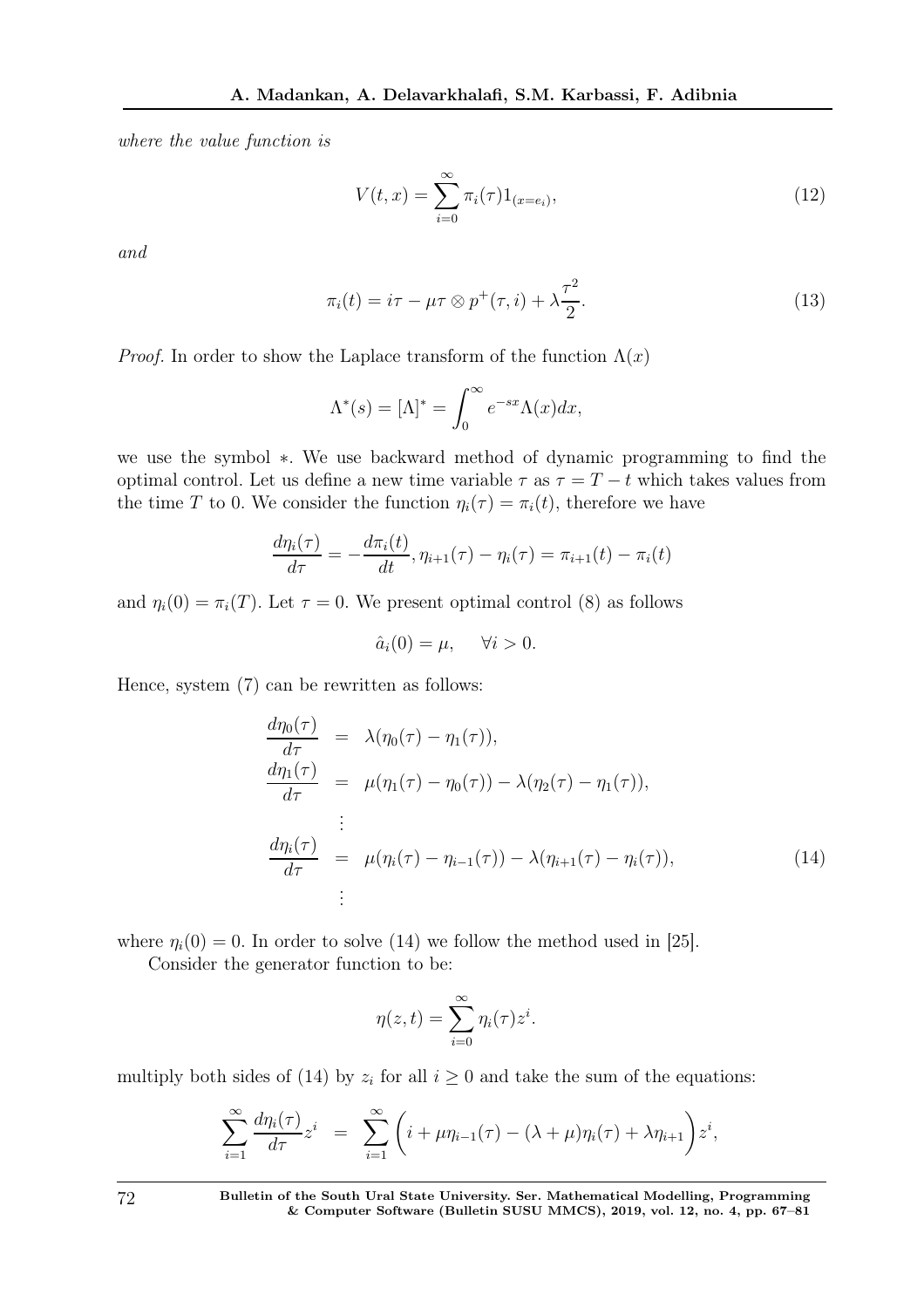*where the value function is*

$$V(t,x) = \sum_{i=0}^{\infty} \pi_i(\tau) 1_{(x=e_i)}, \tag{12}$$

*and*

$$\pi_i(t) = i\tau - \mu\tau \otimes p^+(\tau, i) + \lambda \frac{\tau^2}{2}. \tag{13}$$

*Proof.* In order to show the Laplace transform of the function $\Lambda(x)$

$$\Lambda^*(s) = [\Lambda]^* = \int_0^{\infty} e^{-sx} \Lambda(x) dx,$$

we use the symbol $*$. We use backward method of dynamic programming to find the optimal control. Let us define a new time variable $\tau$ as $\tau = T - t$ which takes values from the time $T$ to 0. We consider the function $\eta_i(\tau) = \pi_i(t)$, therefore we have

$$\frac{d\eta_i(\tau)}{d\tau} = -\frac{d\pi_i(t)}{dt}, \eta_{i+1}(\tau) - \eta_i(\tau) = \pi_{i+1}(t) - \pi_i(t)$$

and $\eta_i(0) = \pi_i(T)$. Let $\tau = 0$. We present optimal control (8) as follows

$$\hat{a}_i(0) = \mu, \quad \forall i > 0.$$

Hence, system (7) can be rewritten as follows:

$$\begin{aligned}
\frac{d\eta_0(\tau)}{d\tau} &= \lambda(\eta_0(\tau) - \eta_1(\tau)), \\
\frac{d\eta_1(\tau)}{d\tau} &= \mu(\eta_1(\tau) - \eta_0(\tau)) - \lambda(\eta_2(\tau) - \eta_1(\tau)), \\
&\vdots \\
\frac{d\eta_i(\tau)}{d\tau} &= \mu(\eta_i(\tau) - \eta_{i-1}(\tau)) - \lambda(\eta_{i+1}(\tau) - \eta_i(\tau)), \\
&\vdots
\end{aligned} \tag{14}$$

where $\eta_i(0) = 0$. In order to solve (14) we follow the method used in [25].

Consider the generator function to be:

$$\eta(z,t) = \sum_{i=0}^{\infty} \eta_i(\tau) z^i.$$

multiply both sides of (14) by $z_i$ for all $i \geq 0$ and take the sum of the equations:

$$\sum_{i=1}^{\infty} \frac{d\eta_i(\tau)}{d\tau} z^i = \sum_{i=1}^{\infty} \left( i + \mu\eta_{i-1}(\tau) - (\lambda + \mu)\eta_i(\tau) + \lambda\eta_{i+1} \right) z^i,$$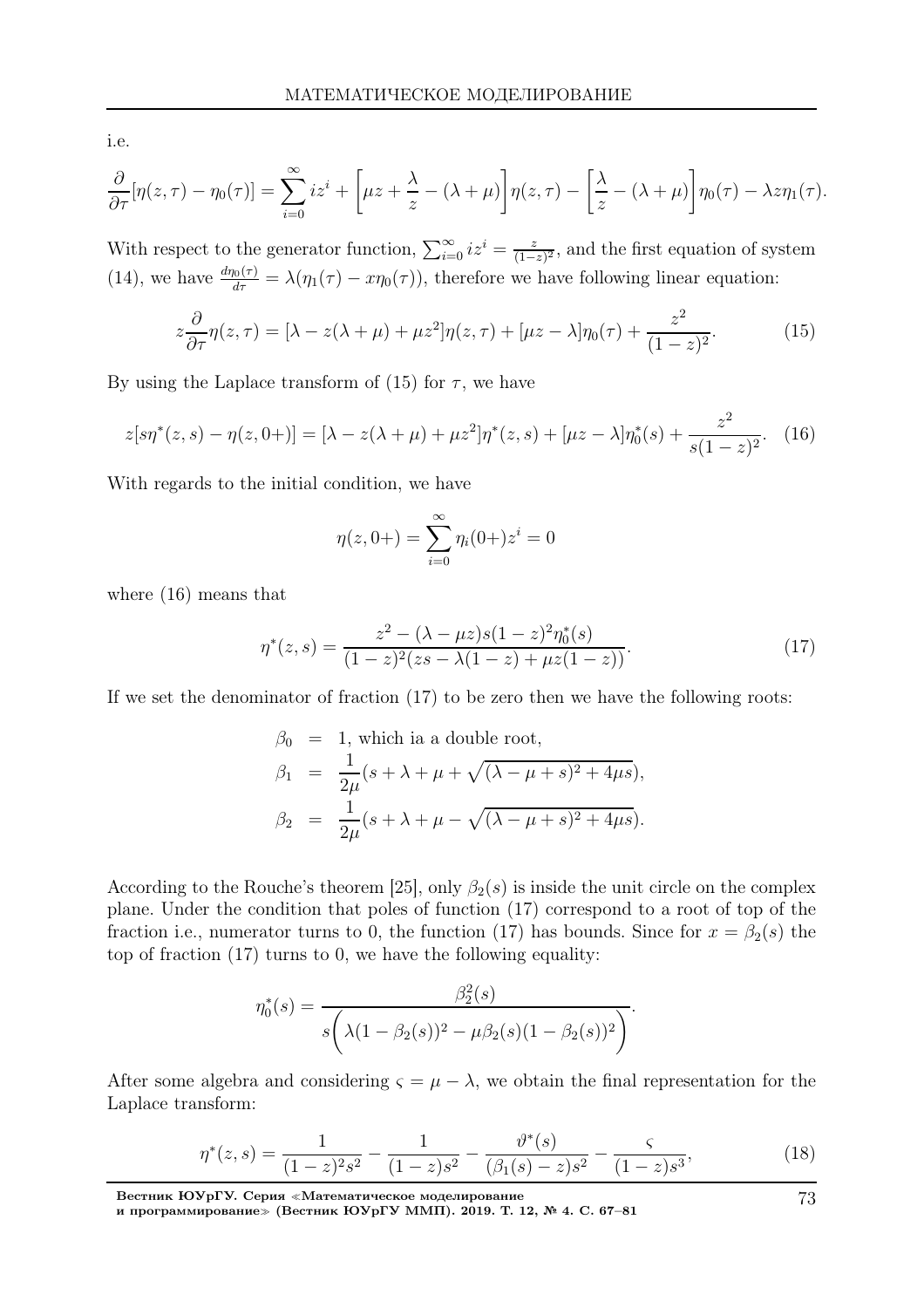i.e.

$$\frac{\partial}{\partial \tau}[\eta(z,\tau) - \eta_0(\tau)] = \sum_{i=0}^{\infty} iz^i + \left[\mu z + \frac{\lambda}{z} - (\lambda + \mu)\right]\eta(z,\tau) - \left[\frac{\lambda}{z} - (\lambda + \mu)\right]\eta_0(\tau) - \lambda z \eta_1(\tau).$$

With respect to the generator function, $\sum_{i=0}^{\infty} iz^i = \frac{z}{(1-z)^2}$, and the first equation of system (14), we have $\frac{d\eta_0(\tau)}{d\tau} = \lambda(\eta_1(\tau) - x\eta_0(\tau))$, therefore we have following linear equation:

$$z\frac{\partial}{\partial \tau}\eta(z,\tau) = [\lambda - z(\lambda + \mu) + \mu z^2]\eta(z,\tau) + [\mu z - \lambda]\eta_0(\tau) + \frac{z^2}{(1-z)^2}. \tag{15}$$

By using the Laplace transform of (15) for $\tau$, we have

$$z[s\eta^*(z,s) - \eta(z,0+)] = [\lambda - z(\lambda + \mu) + \mu z^2]\eta^*(z,s) + [\mu z - \lambda]\eta_0^*(s) + \frac{z^2}{s(1-z)^2}. \tag{16}$$

With regards to the initial condition, we have

$$\eta(z, 0+) = \sum_{i=0}^{\infty} \eta_i(0+)z^i = 0$$

where (16) means that

$$\eta^*(z,s) = \frac{z^2 - (\lambda - \mu z)s(1-z)^2\eta_0^*(s)}{(1-z)^2(zs - \lambda(1-z) + \mu z(1-z))}. \tag{17}$$

If we set the denominator of fraction (17) to be zero then we have the following roots:

$$\begin{aligned}
\beta_0 &= 1, \text{ which ia a double root,} \\
\beta_1 &= \frac{1}{2\mu}(s + \lambda + \mu + \sqrt{(\lambda - \mu + s)^2 + 4\mu s}), \\
\beta_2 &= \frac{1}{2\mu}(s + \lambda + \mu - \sqrt{(\lambda - \mu + s)^2 + 4\mu s}).
\end{aligned}$$

According to the Rouche's theorem [25], only $\beta_2(s)$ is inside the unit circle on the complex plane. Under the condition that poles of function (17) correspond to a root of top of the fraction i.e., numerator turns to 0, the function (17) has bounds. Since for $x = \beta_2(s)$ the top of fraction (17) turns to 0, we have the following equality:

$$\eta_0^*(s) = \frac{\beta_2^2(s)}{s\left(\lambda(1 - \beta_2(s))^2 - \mu\beta_2(s)(1 - \beta_2(s))^2\right)}.$$

After some algebra and considering $\varsigma = \mu - \lambda$, we obtain the final representation for the Laplace transform:

$$\eta^*(z,s) = \frac{1}{(1-z)^2 s^2} - \frac{1}{(1-z)s^2} - \frac{\vartheta^*(s)}{(\beta_1(s) - z)s^2} - \frac{\varsigma}{(1-z)s^3}, \tag{18}$$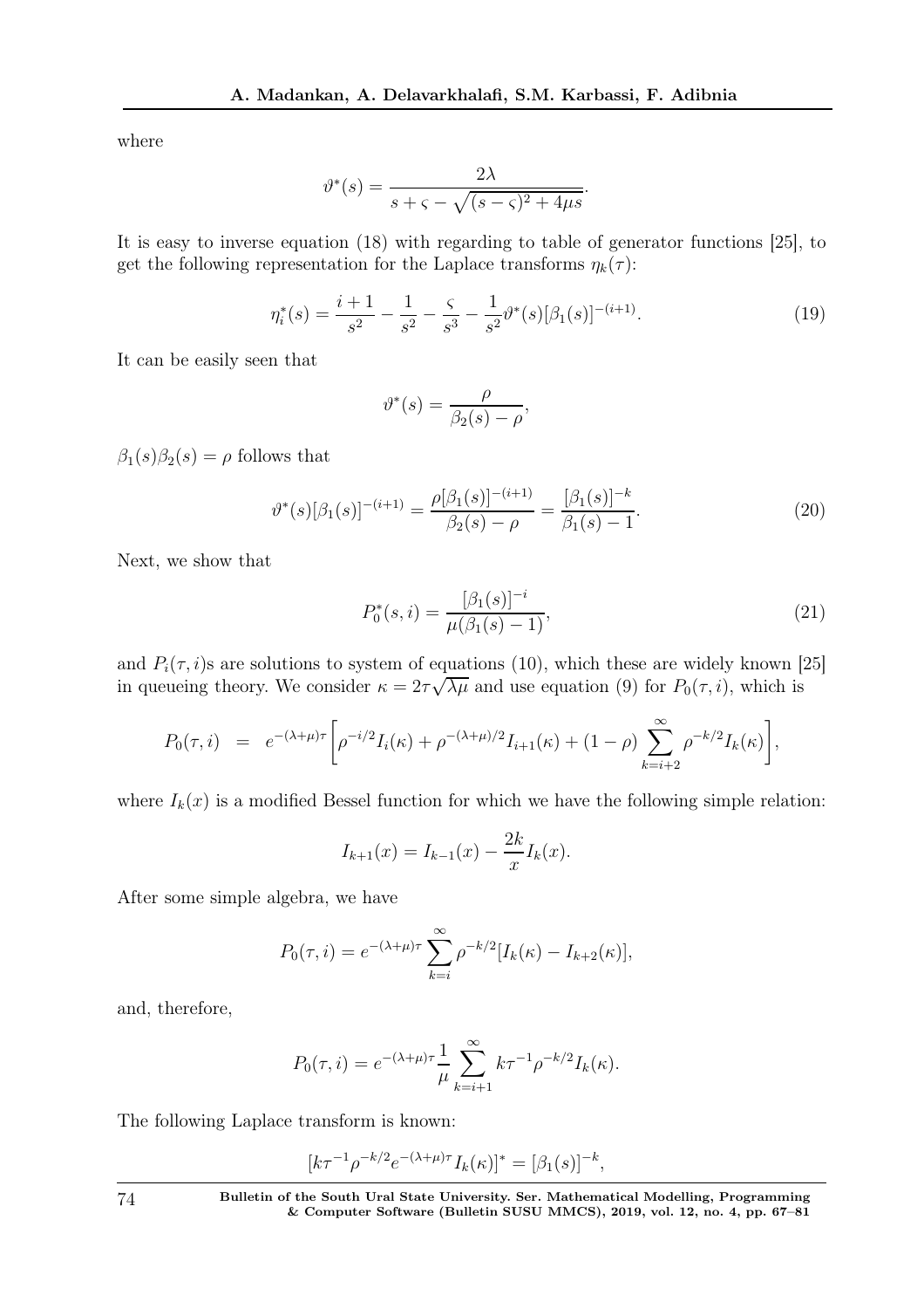where

$$\vartheta^*(s) = \frac{2\lambda}{s + \varsigma - \sqrt{(s-\varsigma)^2 + 4\mu s}}.$$

It is easy to inverse equation (18) with regarding to table of generator functions [25], to get the following representation for the Laplace transforms $\eta_k(\tau)$:

$$\eta_i^*(s) = \frac{i+1}{s^2} - \frac{1}{s^2} - \frac{\varsigma}{s^3} - \frac{1}{s^2}\vartheta^*(s)[\beta_1(s)]^{-(i+1)}. \tag{19}$$

It can be easily seen that

$$\vartheta^*(s) = \frac{\rho}{\beta_2(s) - \rho},$$

$\beta_1(s)\beta_2(s) = \rho$ follows that

$$\vartheta^*(s)[\beta_1(s)]^{-(i+1)} = \frac{\rho[\beta_1(s)]^{-(i+1)}}{\beta_2(s) - \rho} = \frac{[\beta_1(s)]^{-k}}{\beta_1(s) - 1}. \tag{20}$$

Next, we show that

$$P_0^*(s,i) = \frac{[\beta_1(s)]^{-i}}{\mu(\beta_1(s) - 1)}, \tag{21}$$

and $P_i(\tau, i)$s are solutions to system of equations (10), which these are widely known [25] in queueing theory. We consider $\kappa = 2\tau\sqrt{\lambda\mu}$ and use equation (9) for $P_0(\tau, i)$, which is

$$P_0(\tau, i) \;\; = \;\; e^{-(\lambda+\mu)\tau}\Bigg[\rho^{-i/2}I_i(\kappa) + \rho^{-(\lambda+\mu)/2}I_{i+1}(\kappa) + (1-\rho)\sum_{k=i+2}^{\infty}\rho^{-k/2}I_k(\kappa)\Bigg],$$

where $I_k(x)$ is a modified Bessel function for which we have the following simple relation:

$$I_{k+1}(x) = I_{k-1}(x) - \frac{2k}{x}I_k(x).$$

After some simple algebra, we have

$$P_0(\tau, i) = e^{-(\lambda+\mu)\tau}\sum_{k=i}^{\infty}\rho^{-k/2}[I_k(\kappa) - I_{k+2}(\kappa)],$$

and, therefore,

$$P_0(\tau, i) = e^{-(\lambda+\mu)\tau}\frac{1}{\mu}\sum_{k=i+1}^{\infty}k\tau^{-1}\rho^{-k/2}I_k(\kappa).$$

The following Laplace transform is known:

$$[k\tau^{-1}\rho^{-k/2}e^{-(\lambda+\mu)\tau}I_k(\kappa)]^* = [\beta_1(s)]^{-k},$$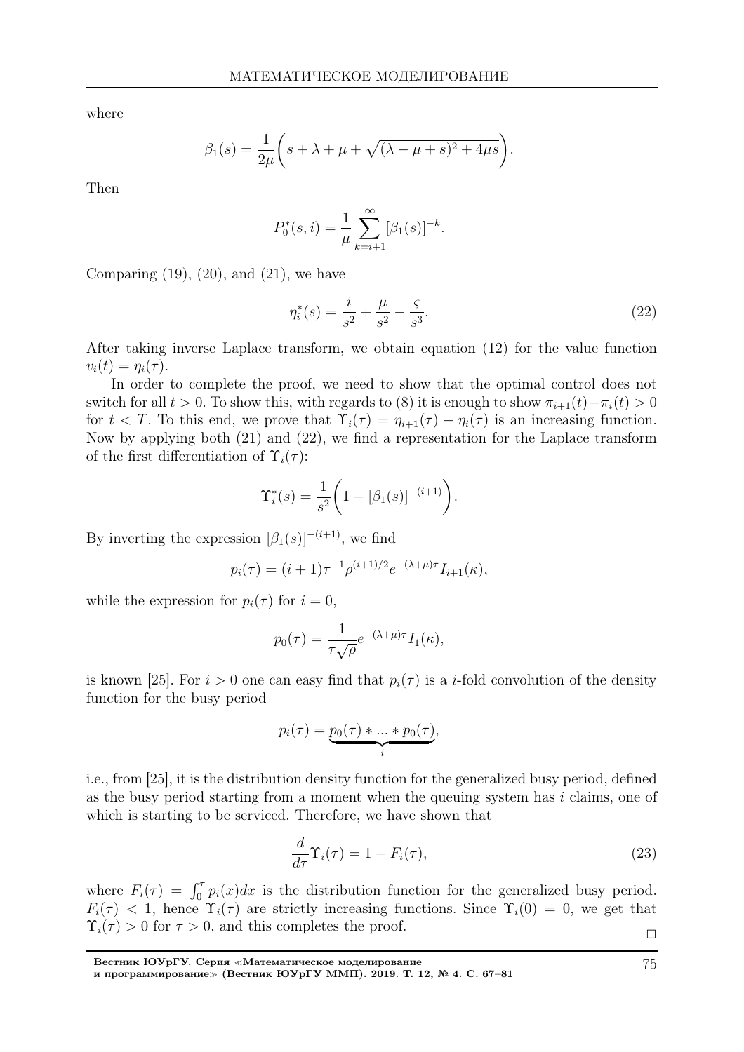where

$$\beta_1(s) = \frac{1}{2\mu}\left(s + \lambda + \mu + \sqrt{(\lambda - \mu + s)^2 + 4\mu s}\right).$$

Then

$$P_0^*(s,i) = \frac{1}{\mu}\sum_{k=i+1}^{\infty}[\beta_1(s)]^{-k}.$$

Comparing (19), (20), and (21), we have

$$\eta_i^*(s) = \frac{i}{s^2} + \frac{\mu}{s^2} - \frac{\varsigma}{s^3}. \tag{22}$$

After taking inverse Laplace transform, we obtain equation (12) for the value function $v_i(t) = \eta_i(\tau)$.

In order to complete the proof, we need to show that the optimal control does not switch for all $t > 0$. To show this, with regards to (8) it is enough to show $\pi_{i+1}(t) - \pi_i(t) > 0$ for $t < T$. To this end, we prove that $\Upsilon_i(\tau) = \eta_{i+1}(\tau) - \eta_i(\tau)$ is an increasing function. Now by applying both (21) and (22), we find a representation for the Laplace transform of the first differentiation of $\Upsilon_i(\tau)$:

$$\Upsilon_i^*(s) = \frac{1}{s^2}\left(1 - [\beta_1(s)]^{-(i+1)}\right).$$

By inverting the expression $[\beta_1(s)]^{-(i+1)}$, we find

$$p_i(\tau) = (i+1)\tau^{-1}\rho^{(i+1)/2}e^{-(\lambda+\mu)\tau}I_{i+1}(\kappa),$$

while the expression for $p_i(\tau)$ for $i = 0$,

$$p_0(\tau) = \frac{1}{\tau\sqrt{\rho}}e^{-(\lambda+\mu)\tau}I_1(\kappa),$$

is known [25]. For $i > 0$ one can easy find that $p_i(\tau)$ is a $i$-fold convolution of the density function for the busy period

$$p_i(\tau) = \underbrace{p_0(\tau) * ... * p_0(\tau)}_{i},$$

i.e., from [25], it is the distribution density function for the generalized busy period, defined as the busy period starting from a moment when the queuing system has $i$ claims, one of which is starting to be serviced. Therefore, we have shown that

$$\frac{d}{d\tau}\Upsilon_i(\tau) = 1 - F_i(\tau), \tag{23}$$

where $F_i(\tau) = \int_0^\tau p_i(x)dx$ is the distribution function for the generalized busy period. $F_i(\tau) < 1$, hence $\Upsilon_i(\tau)$ are strictly increasing functions. Since $\Upsilon_i(0) = 0$, we get that $\Upsilon_i(\tau) > 0$ for $\tau > 0$, and this completes the proof. □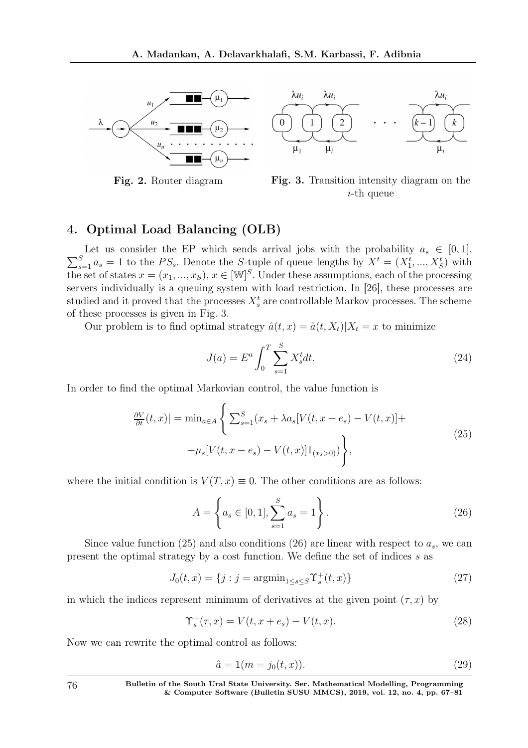Fig. 2. Router diagram

Fig. 3. Transition intensity diagram on the $i$-th queue

## 4. Optimal Load Balancing (OLB)

Let us consider the EP which sends arrival jobs with the probability $a_s \in [0,1]$, $\sum_{s=1}^{S} a_s = 1$ to the $PS_s$. Denote the $S$-tuple of queue lengths by $X^t = (X_1^t, ..., X_S^t)$ with the set of states $x = (x_1, ..., x_S)$, $x \in [\mathbb{W}]^S$. Under these assumptions, each of the processing servers individually is a queuing system with load restriction. In [26], these processes are studied and it proved that the processes $X_s^t$ are controllable Markov processes. The scheme of these processes is given in Fig. 3.

Our problem is to find optimal strategy $\hat{a}(t,x) = \hat{a}(t, X_t)|X_t = x$ to minimize

$$J(a) = E^a \int_0^T \sum_{s=1}^{S} X_s^t dt. \tag{24}$$

In order to find the optimal Markovian control, the value function is

$$\frac{\partial V}{\partial t}(t,x)| = \min_{a \in A} \left\{ \begin{array}{c} \sum_{s=1}^{S} (x_s + \lambda a_s [V(t, x+e_s) - V(t,x)] + \\ + \mu_s [V(t, x-e_s) - V(t,x)] 1_{(x_s > 0)}) \end{array} \right\}, \tag{25}$$

where the initial condition is $V(T,x) \equiv 0$. The other conditions are as follows:

$$A = \left\{ a_s \in [0,1], \sum_{s=1}^{S} a_s = 1 \right\}. \tag{26}$$

Since value function (25) and also conditions (26) are linear with respect to $a_s$, we can present the optimal strategy by a cost function. We define the set of indices $s$ as

$$J_0(t,x) = \{j : j = \text{argmin}_{1 \le s \le S} \Upsilon_s^+(t,x)\} \tag{27}$$

in which the indices represent minimum of derivatives at the given point $(\tau, x)$ by

$$\Upsilon_s^+(\tau, x) = V(t, x+e_s) - V(t,x). \tag{28}$$

Now we can rewrite the optimal control as follows:

$$\hat{a} = 1(m = j_0(t,x)). \tag{29}$$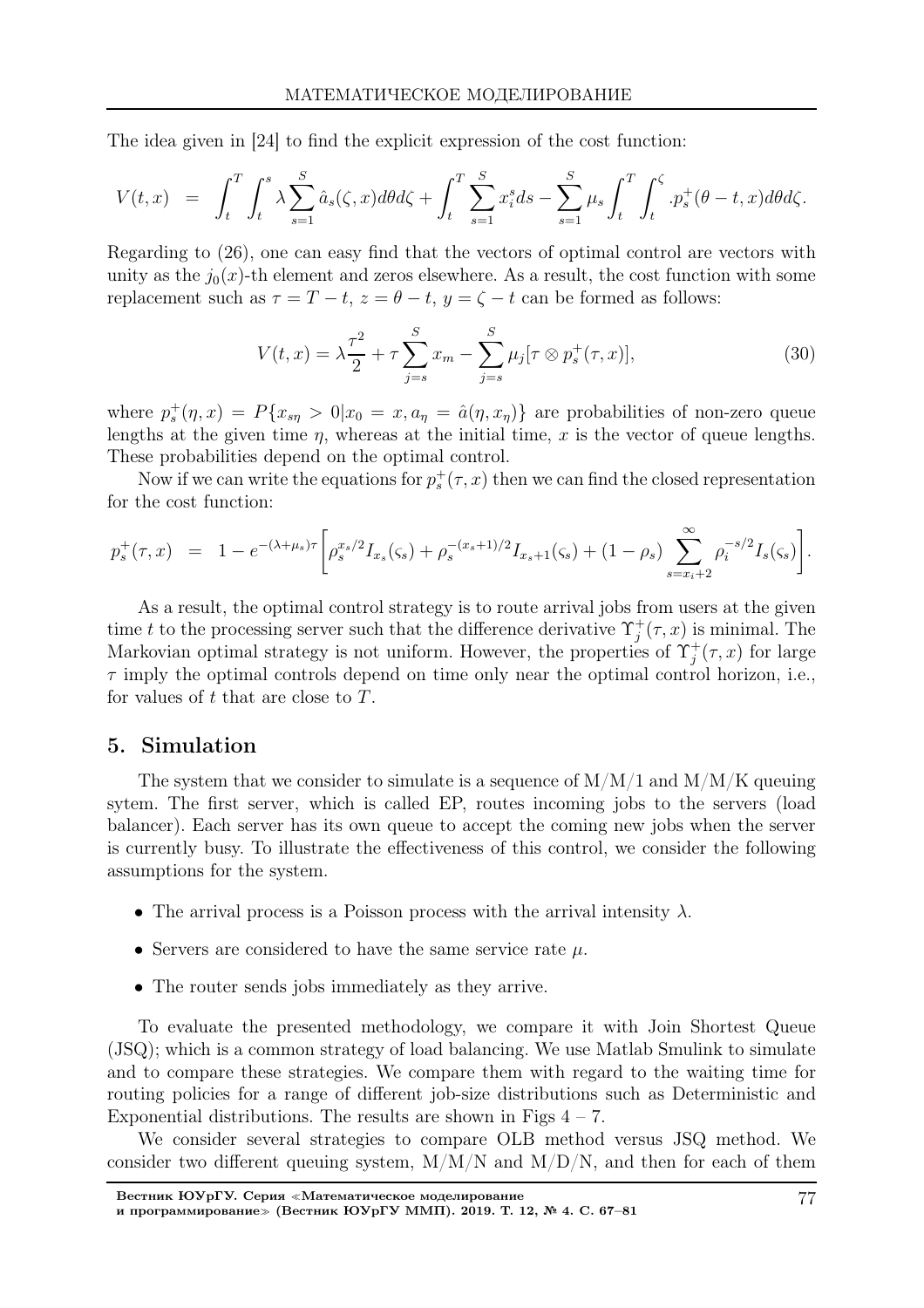The idea given in [24] to find the explicit expression of the cost function:

$$V(t,x) = \int_t^T \int_t^s \lambda \sum_{s=1}^{S} \hat{a}_s(\zeta, x) d\theta d\zeta + \int_t^T \sum_{s=1}^{S} x_i^s ds - \sum_{s=1}^{S} \mu_s \int_t^T \int_t^\zeta .p_s^+(\theta - t, x) d\theta d\zeta.$$

Regarding to (26), one can easy find that the vectors of optimal control are vectors with unity as the $j_0(x)$-th element and zeros elsewhere. As a result, the cost function with some replacement such as $\tau = T - t$, $z = \theta - t$, $y = \zeta - t$ can be formed as follows:

$$V(t,x) = \lambda \frac{\tau^2}{2} + \tau \sum_{j=s}^{S} x_m - \sum_{j=s}^{S} \mu_j [\tau \otimes p_s^+(\tau, x)], \tag{30}$$

where $p_s^+(\eta, x) = P\{x_{s\eta} > 0 | x_0 = x, a_\eta = \hat{a}(\eta, x_\eta)\}$ are probabilities of non-zero queue lengths at the given time $\eta$, whereas at the initial time, $x$ is the vector of queue lengths. These probabilities depend on the optimal control.

Now if we can write the equations for $p_s^+(\tau, x)$ then we can find the closed representation for the cost function:

$$p_s^+(\tau, x) = 1 - e^{-(\lambda + \mu_s)\tau} \left[ \rho_s^{x_s/2} I_{x_s}(\varsigma_s) + \rho_s^{-(x_s+1)/2} I_{x_s+1}(\varsigma_s) + (1 - \rho_s) \sum_{s=x_i+2}^{\infty} \rho_i^{-s/2} I_s(\varsigma_s) \right].$$

As a result, the optimal control strategy is to route arrival jobs from users at the given time $t$ to the processing server such that the difference derivative $\Upsilon_j^+(\tau, x)$ is minimal. The Markovian optimal strategy is not uniform. However, the properties of $\Upsilon_j^+(\tau, x)$ for large $\tau$ imply the optimal controls depend on time only near the optimal control horizon, i.e., for values of $t$ that are close to $T$.

## 5. Simulation

The system that we consider to simulate is a sequence of M/M/1 and M/M/K queuing sytem. The first server, which is called EP, routes incoming jobs to the servers (load balancer). Each server has its own queue to accept the coming new jobs when the server is currently busy. To illustrate the effectiveness of this control, we consider the following assumptions for the system.

- The arrival process is a Poisson process with the arrival intensity $\lambda$.
- Servers are considered to have the same service rate $\mu$.
- The router sends jobs immediately as they arrive.

To evaluate the presented methodology, we compare it with Join Shortest Queue (JSQ); which is a common strategy of load balancing. We use Matlab Smulink to simulate and to compare these strategies. We compare them with regard to the waiting time for routing policies for a range of different job-size distributions such as Deterministic and Exponential distributions. The results are shown in Figs 4 – 7.

We consider several strategies to compare OLB method versus JSQ method. We consider two different queuing system, M/M/N and M/D/N, and then for each of them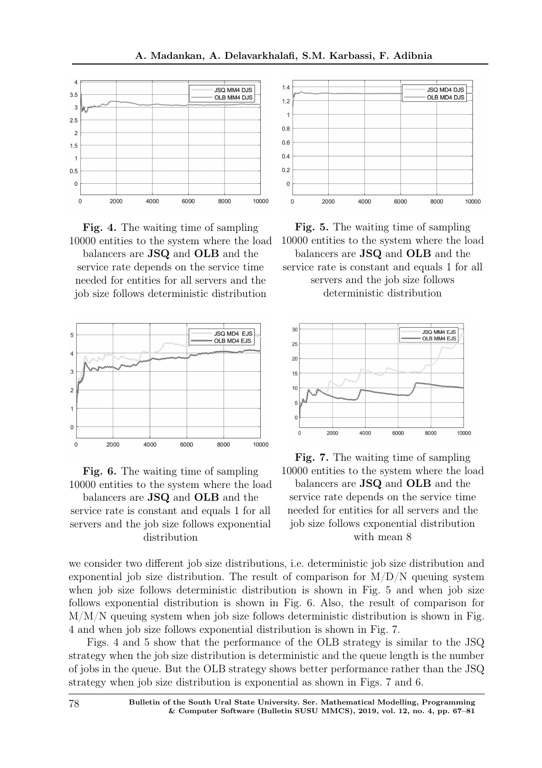Fig. 4. The waiting time of sampling 10000 entities to the system where the load balancers are **JSQ** and **OLB** and the service rate depends on the service time needed for entities for all servers and the job size follows deterministic distribution

Fig. 5. The waiting time of sampling 10000 entities to the system where the load balancers are **JSQ** and **OLB** and the service rate is constant and equals 1 for all servers and the job size follows deterministic distribution

Fig. 6. The waiting time of sampling 10000 entities to the system where the load balancers are **JSQ** and **OLB** and the service rate is constant and equals 1 for all servers and the job size follows exponential distribution

Fig. 7. The waiting time of sampling 10000 entities to the system where the load balancers are **JSQ** and **OLB** and the service rate depends on the service time needed for entities for all servers and the job size follows exponential distribution with mean 8

we consider two different job size distributions, i.e. deterministic job size distribution and exponential job size distribution. The result of comparison for M/D/N queuing system when job size follows deterministic distribution is shown in Fig. 5 and when job size follows exponential distribution is shown in Fig. 6. Also, the result of comparison for M/M/N queuing system when job size follows deterministic distribution is shown in Fig. 4 and when job size follows exponential distribution is shown in Fig. 7.

Figs. 4 and 5 show that the performance of the OLB strategy is similar to the JSQ strategy when the job size distribution is deterministic and the queue length is the number of jobs in the queue. But the OLB strategy shows better performance rather than the JSQ strategy when job size distribution is exponential as shown in Figs. 7 and 6.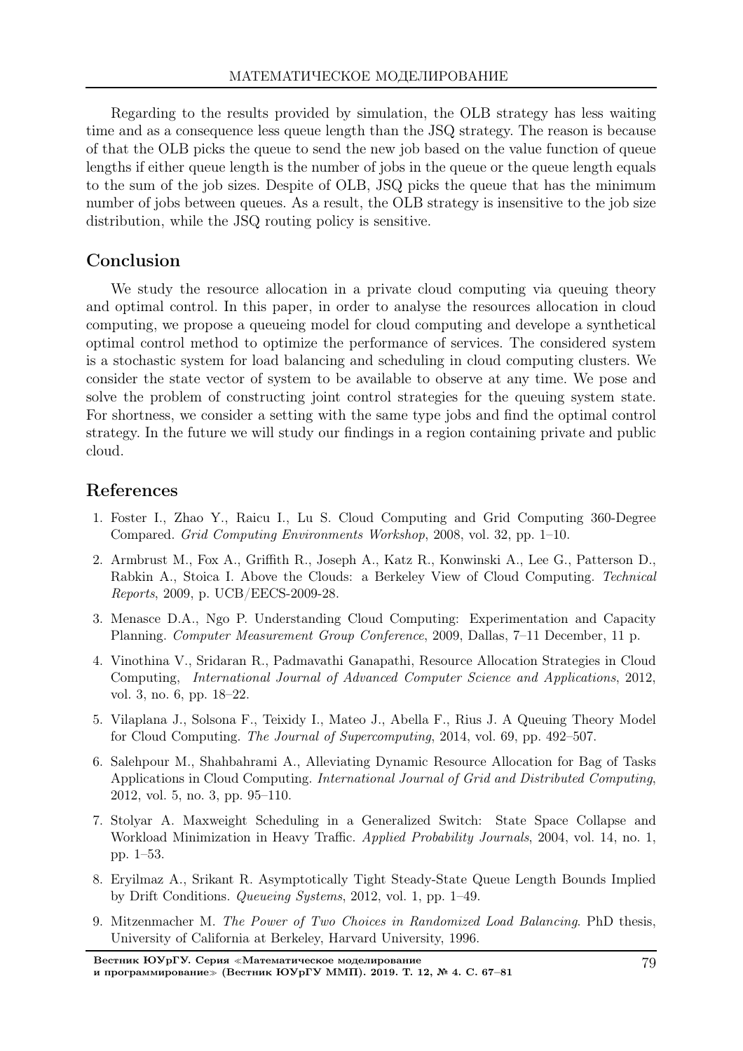Regarding to the results provided by simulation, the OLB strategy has less waiting time and as a consequence less queue length than the JSQ strategy. The reason is because of that the OLB picks the queue to send the new job based on the value function of queue lengths if either queue length is the number of jobs in the queue or the queue length equals to the sum of the job sizes. Despite of OLB, JSQ picks the queue that has the minimum number of jobs between queues. As a result, the OLB strategy is insensitive to the job size distribution, while the JSQ routing policy is sensitive.

## Conclusion

We study the resource allocation in a private cloud computing via queuing theory and optimal control. In this paper, in order to analyse the resources allocation in cloud computing, we propose a queueing model for cloud computing and develope a synthetical optimal control method to optimize the performance of services. The considered system is a stochastic system for load balancing and scheduling in cloud computing clusters. We consider the state vector of system to be available to observe at any time. We pose and solve the problem of constructing joint control strategies for the queuing system state. For shortness, we consider a setting with the same type jobs and find the optimal control strategy. In the future we will study our findings in a region containing private and public cloud.

## References

1. Foster I., Zhao Y., Raicu I., Lu S. Cloud Computing and Grid Computing 360-Degree Compared. *Grid Computing Environments Workshop*, 2008, vol. 32, pp. 1–10.
2. Armbrust M., Fox A., Griffith R., Joseph A., Katz R., Konwinski A., Lee G., Patterson D., Rabkin A., Stoica I. Above the Clouds: a Berkeley View of Cloud Computing. *Technical Reports*, 2009, p. UCB/EECS-2009-28.
3. Menasce D.A., Ngo P. Understanding Cloud Computing: Experimentation and Capacity Planning. *Computer Measurement Group Conference*, 2009, Dallas, 7–11 December, 11 p.
4. Vinothina V., Sridaran R., Padmavathi Ganapathi, Resource Allocation Strategies in Cloud Computing, *International Journal of Advanced Computer Science and Applications*, 2012, vol. 3, no. 6, pp. 18–22.
5. Vilaplana J., Solsona F., Teixidy I., Mateo J., Abella F., Rius J. A Queuing Theory Model for Cloud Computing. *The Journal of Supercomputing*, 2014, vol. 69, pp. 492–507.
6. Salehpour M., Shahbahrami A., Alleviating Dynamic Resource Allocation for Bag of Tasks Applications in Cloud Computing. *International Journal of Grid and Distributed Computing*, 2012, vol. 5, no. 3, pp. 95–110.
7. Stolyar A. Maxweight Scheduling in a Generalized Switch: State Space Collapse and Workload Minimization in Heavy Traffic. *Applied Probability Journals*, 2004, vol. 14, no. 1, pp. 1–53.
8. Eryilmaz A., Srikant R. Asymptotically Tight Steady-State Queue Length Bounds Implied by Drift Conditions. *Queueing Systems*, 2012, vol. 1, pp. 1–49.
9. Mitzenmacher M. *The Power of Two Choices in Randomized Load Balancing*. PhD thesis, University of California at Berkeley, Harvard University, 1996.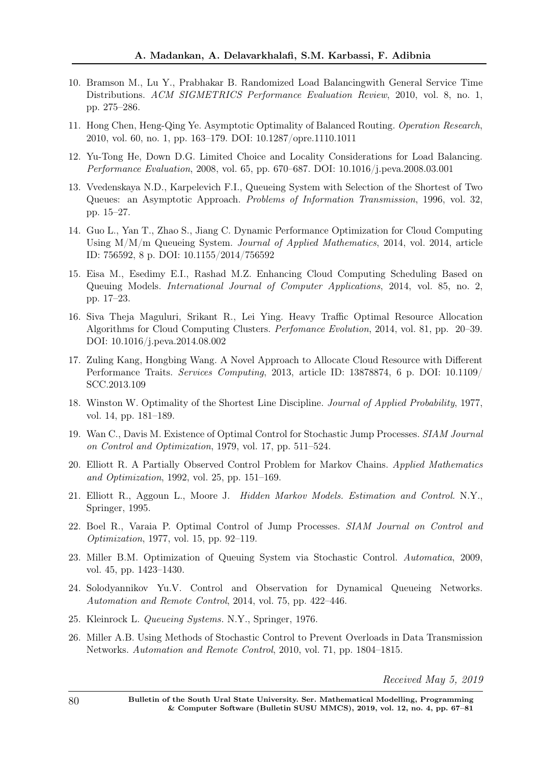10. Bramson M., Lu Y., Prabhakar B. Randomized Load Balancingwith General Service Time Distributions. *ACM SIGMETRICS Performance Evaluation Review*, 2010, vol. 8, no. 1, pp. 275–286.

11. Hong Chen, Heng-Qing Ye. Asymptotic Optimality of Balanced Routing. *Operation Research*, 2010, vol. 60, no. 1, pp. 163–179. DOI: 10.1287/opre.1110.1011

12. Yu-Tong He, Down D.G. Limited Choice and Locality Considerations for Load Balancing. *Performance Evaluation*, 2008, vol. 65, pp. 670–687. DOI: 10.1016/j.peva.2008.03.001

13. Vvedenskaya N.D., Karpelevich F.I., Queueing System with Selection of the Shortest of Two Queues: an Asymptotic Approach. *Problems of Information Transmission*, 1996, vol. 32, pp. 15–27.

14. Guo L., Yan T., Zhao S., Jiang C. Dynamic Performance Optimization for Cloud Computing Using M/M/m Queueing System. *Journal of Applied Mathematics*, 2014, vol. 2014, article ID: 756592, 8 p. DOI: 10.1155/2014/756592

15. Eisa M., Esedimy E.I., Rashad M.Z. Enhancing Cloud Computing Scheduling Based on Queuing Models. *International Journal of Computer Applications*, 2014, vol. 85, no. 2, pp. 17–23.

16. Siva Theja Maguluri, Srikant R., Lei Ying. Heavy Traffic Optimal Resource Allocation Algorithms for Cloud Computing Clusters. *Perfomance Evolution*, 2014, vol. 81, pp. 20–39. DOI: 10.1016/j.peva.2014.08.002

17. Zuling Kang, Hongbing Wang. A Novel Approach to Allocate Cloud Resource with Different Performance Traits. *Services Computing*, 2013, article ID: 13878874, 6 p. DOI: 10.1109/SCC.2013.109

18. Winston W. Optimality of the Shortest Line Discipline. *Journal of Applied Probability*, 1977, vol. 14, pp. 181–189.

19. Wan C., Davis M. Existence of Optimal Control for Stochastic Jump Processes. *SIAM Journal on Control and Optimization*, 1979, vol. 17, pp. 511–524.

20. Elliott R. A Partially Observed Control Problem for Markov Chains. *Applied Mathematics and Optimization*, 1992, vol. 25, pp. 151–169.

21. Elliott R., Aggoun L., Moore J. *Hidden Markov Models. Estimation and Control*. N.Y., Springer, 1995.

22. Boel R., Varaia P. Optimal Control of Jump Processes. *SIAM Journal on Control and Optimization*, 1977, vol. 15, pp. 92–119.

23. Miller B.M. Optimization of Queuing System via Stochastic Control. *Automatica*, 2009, vol. 45, pp. 1423–1430.

24. Solodyannikov Yu.V. Control and Observation for Dynamical Queueing Networks. *Automation and Remote Control*, 2014, vol. 75, pp. 422–446.

25. Kleinrock L. *Queueing Systems*. N.Y., Springer, 1976.

26. Miller A.B. Using Methods of Stochastic Control to Prevent Overloads in Data Transmission Networks. *Automation and Remote Control*, 2010, vol. 71, pp. 1804–1815.

*Received May 5, 2019*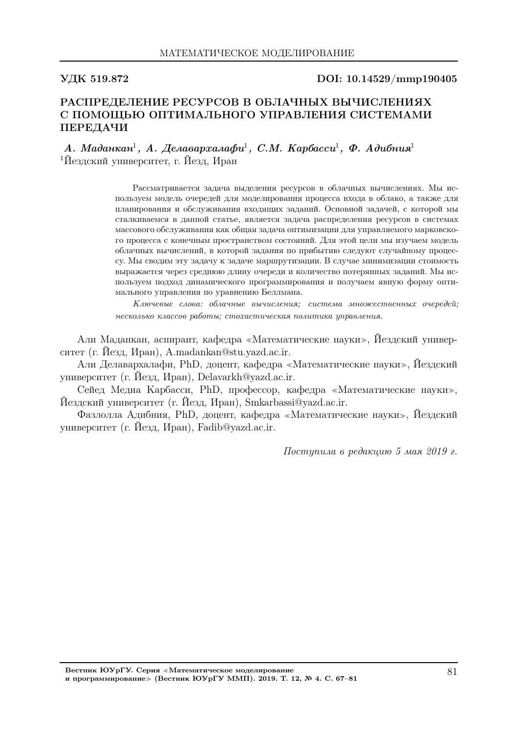УДК 519.872

DOI: 10.14529/mmp190405

# РАСПРЕДЕЛЕНИЕ РЕСУРСОВ В ОБЛАЧНЫХ ВЫЧИСЛЕНИЯХ С ПОМОЩЬЮ ОПТИМАЛЬНОГО УПРАВЛЕНИЯ СИСТЕМАМИ ПЕРЕДАЧИ

***А. Маданкан***[1]***, А. Делавархалафи***[1]***, С.М. Карбасси***[1]***, Ф. Адибния***[1]

[1]Йездский университет, г. Йезд, Иран

Рассматривается задача выделения ресурсов в облачных вычислениях. Мы используем модель очередей для моделирования процесса входа в облако, а также для планирования и обслуживания входящих заданий. Основной задачей, с которой мы сталкиваемся в данной статье, является задача распределения ресурсов в системах массового обслуживания как общая задача оптимизации для управляемого марковского процесса с конечным пространством состояний. Для этой цели мы изучаем модель облачных вычислений, в которой задания по прибытию следуют случайному процессу. Мы сводим эту задачу к задаче маршрутизации. В случае минимизации стоимость выражается через среднюю длину очереди и количество потерянных заданий. Мы используем подход динамического программирования и получаем явную форму оптимального управления по уравнению Беллмана.

*Ключевые слова: облачные вычисления; система множественных очередей; несколько классов работы; стохастическая политика управления.*

Али Маданкан, аспирант, кафедра «Математические науки», Йездский университет (г. Йезд, Иран), A.madankan@stu.yazd.ac.ir.

Али Делавархалафи, PhD, доцент, кафедра «Математические науки», Йездский университет (г. Йезд, Иран), Delavarkh@yazd.ac.ir.

Сейед Медиа Карбасси, PhD, профессор, кафедра «Математические науки», Йездский университет (г. Йезд, Иран), Smkarbassi@yazd.ac.ir.

Фазлолла Адибния, PhD, доцент, кафедра «Математические науки», Йездский университет (г. Йезд, Иран), Fadib@yazd.ac.ir.

*Поступила в редакцию 5 мая 2019 г.*